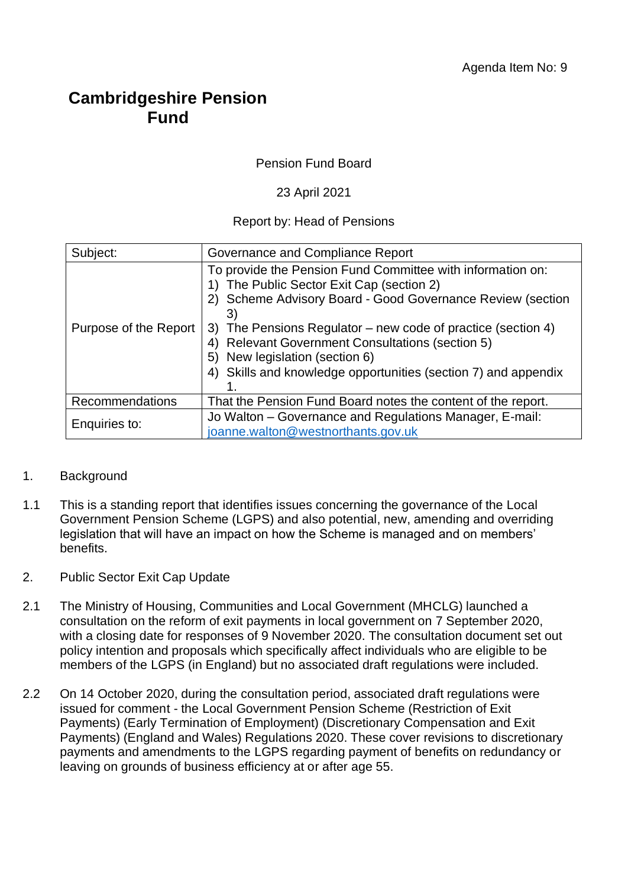Agenda Item No: 9

# Cambridgeshire Pension Fund

Pension Fund Board

23 April 2021

Report by: Head of Pensions

| Subject: | Governance and Compliance Report |
|---|---|
| Purpose of the Report | To provide the Pension Fund Committee with information on:<br>1) The Public Sector Exit Cap (section 2)<br>2) Scheme Advisory Board - Good Governance Review (section 3)<br>3) The Pensions Regulator – new code of practice (section 4)<br>4) Relevant Government Consultations (section 5)<br>5) New legislation (section 6)<br>4) Skills and knowledge opportunities (section 7) and appendix 1. |
| Recommendations | That the Pension Fund Board notes the content of the report. |
| Enquiries to: | Jo Walton – Governance and Regulations Manager, E-mail: joanne.walton@westnorthants.gov.uk |

1. Background

1.1 This is a standing report that identifies issues concerning the governance of the Local Government Pension Scheme (LGPS) and also potential, new, amending and overriding legislation that will have an impact on how the Scheme is managed and on members' benefits.

2. Public Sector Exit Cap Update

2.1 The Ministry of Housing, Communities and Local Government (MHCLG) launched a consultation on the reform of exit payments in local government on 7 September 2020, with a closing date for responses of 9 November 2020. The consultation document set out policy intention and proposals which specifically affect individuals who are eligible to be members of the LGPS (in England) but no associated draft regulations were included.

2.2 On 14 October 2020, during the consultation period, associated draft regulations were issued for comment - the Local Government Pension Scheme (Restriction of Exit Payments) (Early Termination of Employment) (Discretionary Compensation and Exit Payments) (England and Wales) Regulations 2020. These cover revisions to discretionary payments and amendments to the LGPS regarding payment of benefits on redundancy or leaving on grounds of business efficiency at or after age 55.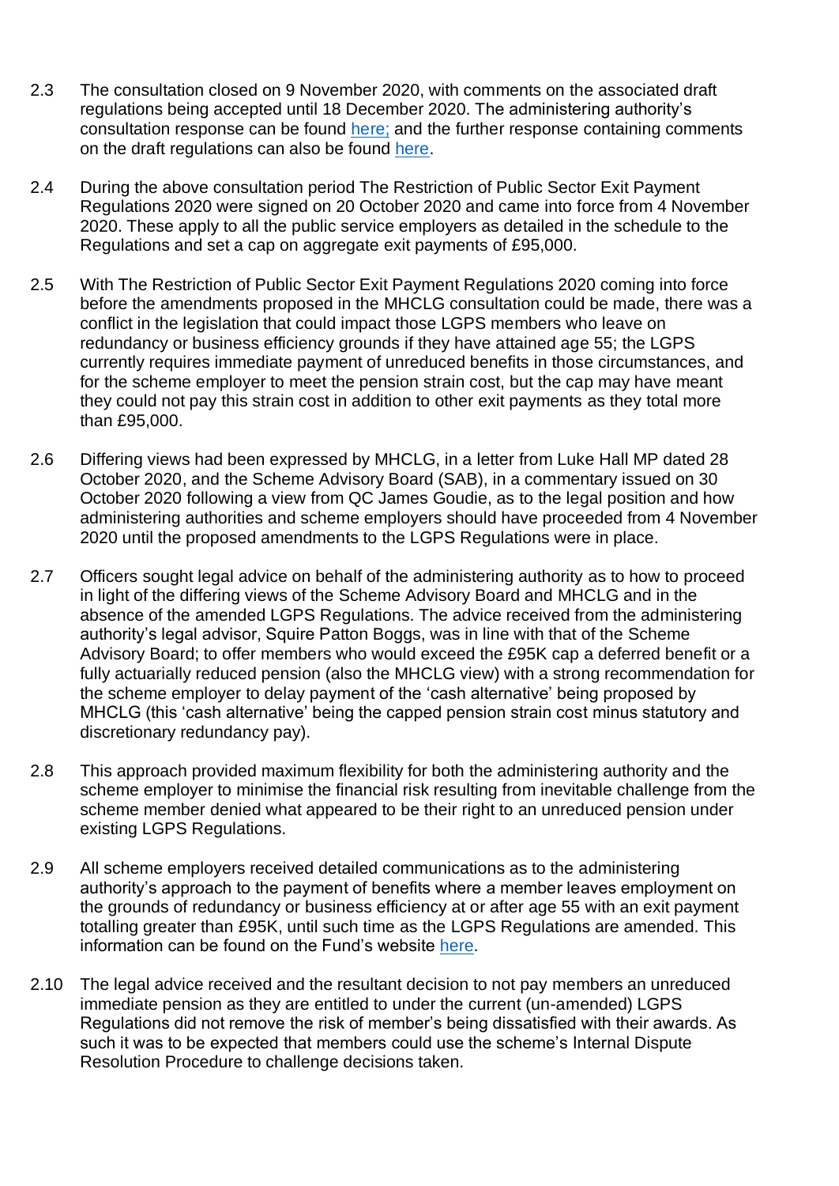2.3 The consultation closed on 9 November 2020, with comments on the associated draft regulations being accepted until 18 December 2020. The administering authority's consultation response can be found here; and the further response containing comments on the draft regulations can also be found here.

2.4 During the above consultation period The Restriction of Public Sector Exit Payment Regulations 2020 were signed on 20 October 2020 and came into force from 4 November 2020. These apply to all the public service employers as detailed in the schedule to the Regulations and set a cap on aggregate exit payments of £95,000.

2.5 With The Restriction of Public Sector Exit Payment Regulations 2020 coming into force before the amendments proposed in the MHCLG consultation could be made, there was a conflict in the legislation that could impact those LGPS members who leave on redundancy or business efficiency grounds if they have attained age 55; the LGPS currently requires immediate payment of unreduced benefits in those circumstances, and for the scheme employer to meet the pension strain cost, but the cap may have meant they could not pay this strain cost in addition to other exit payments as they total more than £95,000.

2.6 Differing views had been expressed by MHCLG, in a letter from Luke Hall MP dated 28 October 2020, and the Scheme Advisory Board (SAB), in a commentary issued on 30 October 2020 following a view from QC James Goudie, as to the legal position and how administering authorities and scheme employers should have proceeded from 4 November 2020 until the proposed amendments to the LGPS Regulations were in place.

2.7 Officers sought legal advice on behalf of the administering authority as to how to proceed in light of the differing views of the Scheme Advisory Board and MHCLG and in the absence of the amended LGPS Regulations. The advice received from the administering authority's legal advisor, Squire Patton Boggs, was in line with that of the Scheme Advisory Board; to offer members who would exceed the £95K cap a deferred benefit or a fully actuarially reduced pension (also the MHCLG view) with a strong recommendation for the scheme employer to delay payment of the 'cash alternative' being proposed by MHCLG (this 'cash alternative' being the capped pension strain cost minus statutory and discretionary redundancy pay).

2.8 This approach provided maximum flexibility for both the administering authority and the scheme employer to minimise the financial risk resulting from inevitable challenge from the scheme member denied what appeared to be their right to an unreduced pension under existing LGPS Regulations.

2.9 All scheme employers received detailed communications as to the administering authority's approach to the payment of benefits where a member leaves employment on the grounds of redundancy or business efficiency at or after age 55 with an exit payment totalling greater than £95K, until such time as the LGPS Regulations are amended. This information can be found on the Fund's website here.

2.10 The legal advice received and the resultant decision to not pay members an unreduced immediate pension as they are entitled to under the current (un-amended) LGPS Regulations did not remove the risk of member's being dissatisfied with their awards. As such it was to be expected that members could use the scheme's Internal Dispute Resolution Procedure to challenge decisions taken.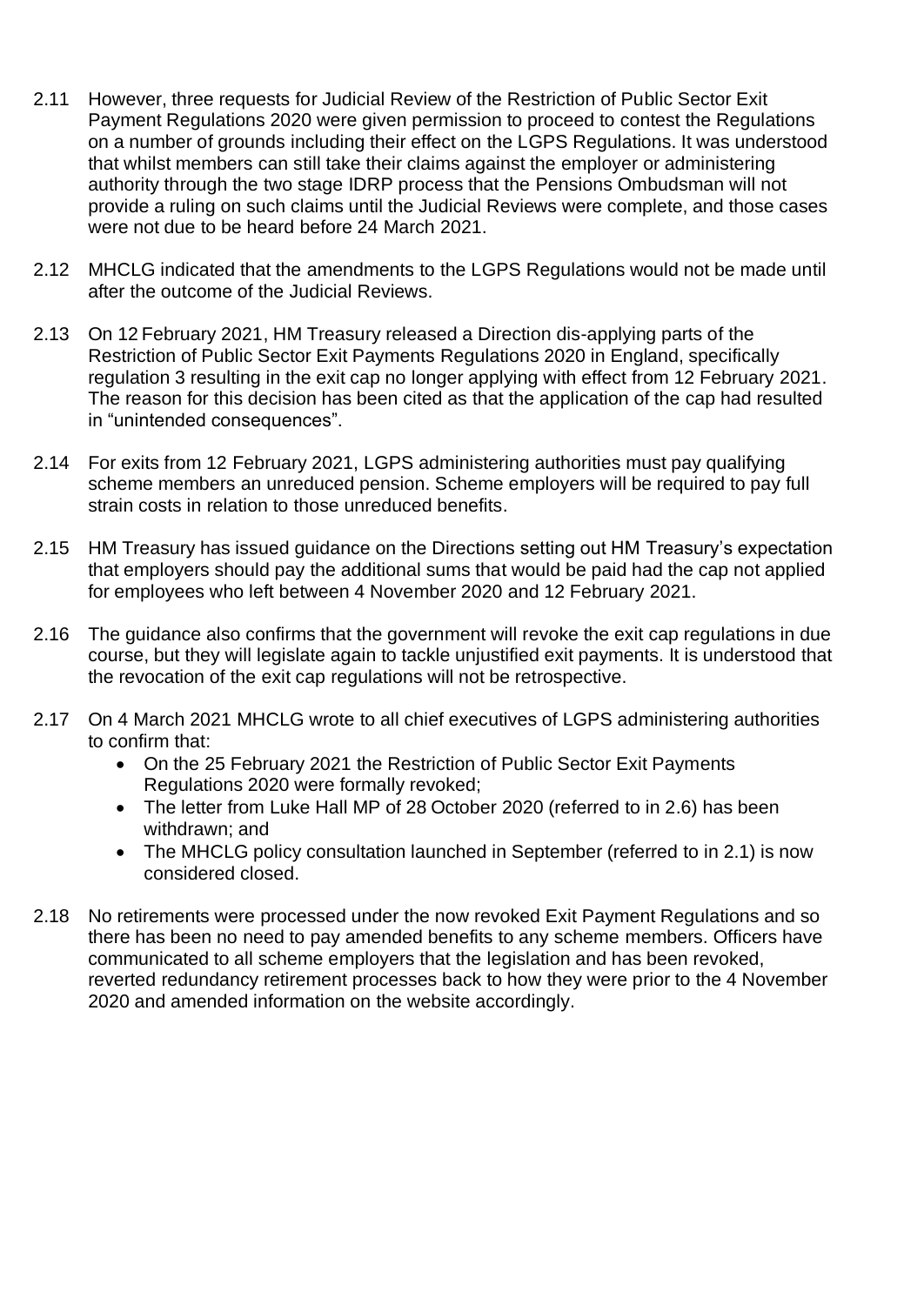2.11 However, three requests for Judicial Review of the Restriction of Public Sector Exit Payment Regulations 2020 were given permission to proceed to contest the Regulations on a number of grounds including their effect on the LGPS Regulations. It was understood that whilst members can still take their claims against the employer or administering authority through the two stage IDRP process that the Pensions Ombudsman will not provide a ruling on such claims until the Judicial Reviews were complete, and those cases were not due to be heard before 24 March 2021.

2.12 MHCLG indicated that the amendments to the LGPS Regulations would not be made until after the outcome of the Judicial Reviews.

2.13 On 12 February 2021, HM Treasury released a Direction dis-applying parts of the Restriction of Public Sector Exit Payments Regulations 2020 in England, specifically regulation 3 resulting in the exit cap no longer applying with effect from 12 February 2021. The reason for this decision has been cited as that the application of the cap had resulted in "unintended consequences".

2.14 For exits from 12 February 2021, LGPS administering authorities must pay qualifying scheme members an unreduced pension. Scheme employers will be required to pay full strain costs in relation to those unreduced benefits.

2.15 HM Treasury has issued guidance on the Directions setting out HM Treasury's expectation that employers should pay the additional sums that would be paid had the cap not applied for employees who left between 4 November 2020 and 12 February 2021.

2.16 The guidance also confirms that the government will revoke the exit cap regulations in due course, but they will legislate again to tackle unjustified exit payments. It is understood that the revocation of the exit cap regulations will not be retrospective.

2.17 On 4 March 2021 MHCLG wrote to all chief executives of LGPS administering authorities to confirm that:

- On the 25 February 2021 the Restriction of Public Sector Exit Payments Regulations 2020 were formally revoked;
- The letter from Luke Hall MP of 28 October 2020 (referred to in 2.6) has been withdrawn; and
- The MHCLG policy consultation launched in September (referred to in 2.1) is now considered closed.

2.18 No retirements were processed under the now revoked Exit Payment Regulations and so there has been no need to pay amended benefits to any scheme members. Officers have communicated to all scheme employers that the legislation and has been revoked, reverted redundancy retirement processes back to how they were prior to the 4 November 2020 and amended information on the website accordingly.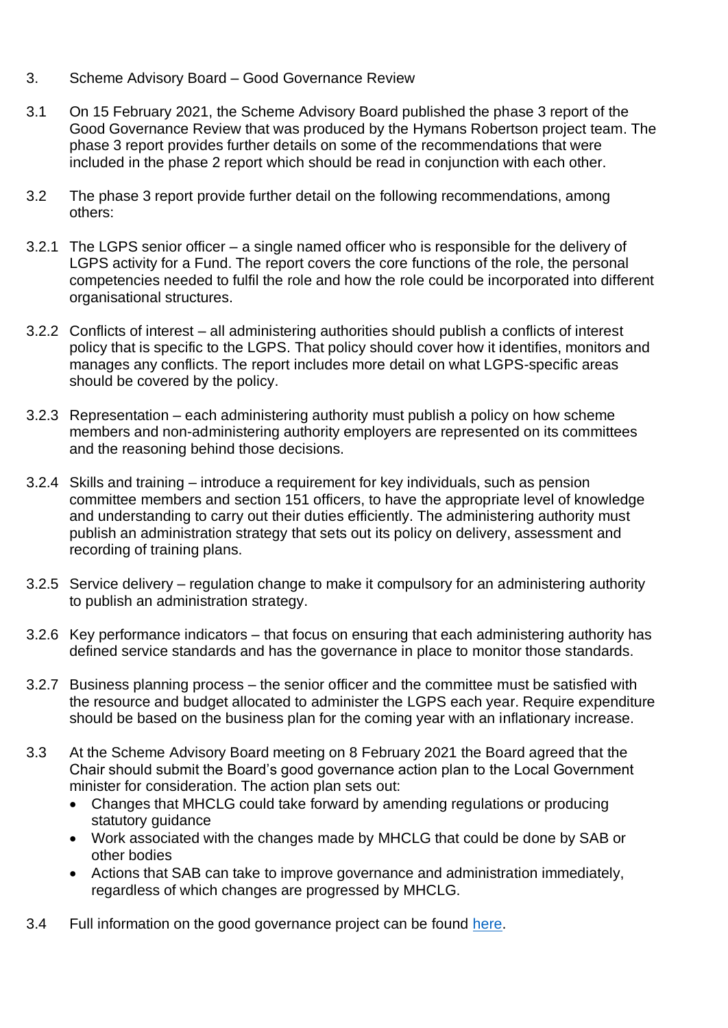3. Scheme Advisory Board – Good Governance Review

3.1 On 15 February 2021, the Scheme Advisory Board published the phase 3 report of the Good Governance Review that was produced by the Hymans Robertson project team. The phase 3 report provides further details on some of the recommendations that were included in the phase 2 report which should be read in conjunction with each other.

3.2 The phase 3 report provide further detail on the following recommendations, among others:

3.2.1 The LGPS senior officer – a single named officer who is responsible for the delivery of LGPS activity for a Fund. The report covers the core functions of the role, the personal competencies needed to fulfil the role and how the role could be incorporated into different organisational structures.

3.2.2 Conflicts of interest – all administering authorities should publish a conflicts of interest policy that is specific to the LGPS. That policy should cover how it identifies, monitors and manages any conflicts. The report includes more detail on what LGPS-specific areas should be covered by the policy.

3.2.3 Representation – each administering authority must publish a policy on how scheme members and non-administering authority employers are represented on its committees and the reasoning behind those decisions.

3.2.4 Skills and training – introduce a requirement for key individuals, such as pension committee members and section 151 officers, to have the appropriate level of knowledge and understanding to carry out their duties efficiently. The administering authority must publish an administration strategy that sets out its policy on delivery, assessment and recording of training plans.

3.2.5 Service delivery – regulation change to make it compulsory for an administering authority to publish an administration strategy.

3.2.6 Key performance indicators – that focus on ensuring that each administering authority has defined service standards and has the governance in place to monitor those standards.

3.2.7 Business planning process – the senior officer and the committee must be satisfied with the resource and budget allocated to administer the LGPS each year. Require expenditure should be based on the business plan for the coming year with an inflationary increase.

3.3 At the Scheme Advisory Board meeting on 8 February 2021 the Board agreed that the Chair should submit the Board's good governance action plan to the Local Government minister for consideration. The action plan sets out:

- Changes that MHCLG could take forward by amending regulations or producing statutory guidance
- Work associated with the changes made by MHCLG that could be done by SAB or other bodies
- Actions that SAB can take to improve governance and administration immediately, regardless of which changes are progressed by MHCLG.

3.4 Full information on the good governance project can be found here.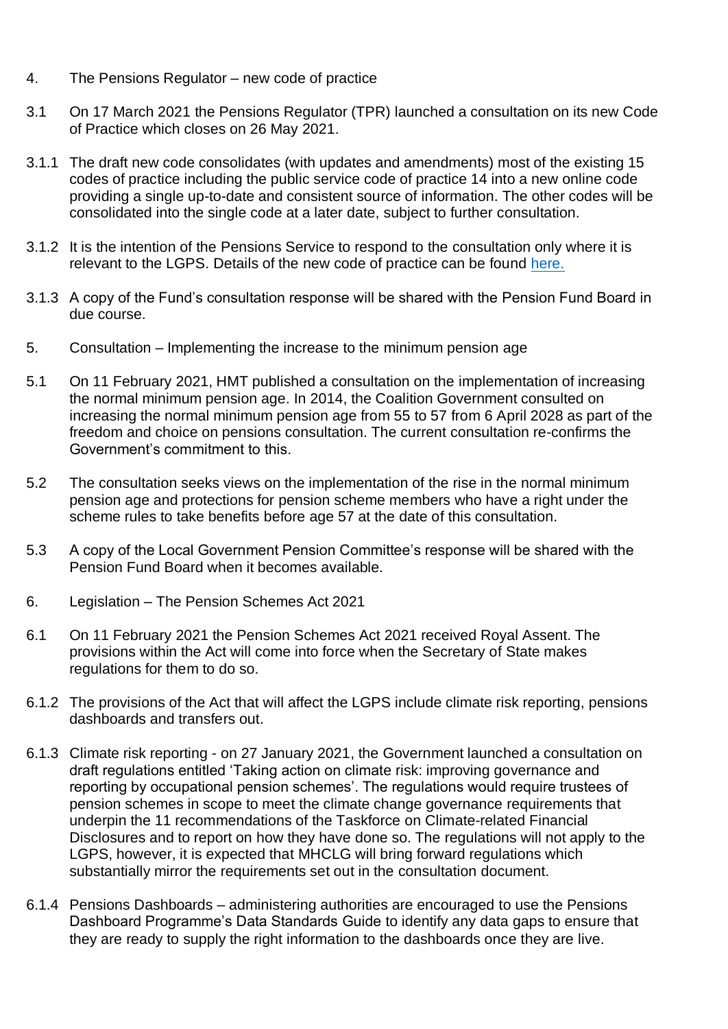4. The Pensions Regulator – new code of practice

3.1 On 17 March 2021 the Pensions Regulator (TPR) launched a consultation on its new Code of Practice which closes on 26 May 2021.

3.1.1 The draft new code consolidates (with updates and amendments) most of the existing 15 codes of practice including the public service code of practice 14 into a new online code providing a single up-to-date and consistent source of information. The other codes will be consolidated into the single code at a later date, subject to further consultation.

3.1.2 It is the intention of the Pensions Service to respond to the consultation only where it is relevant to the LGPS. Details of the new code of practice can be found here.

3.1.3 A copy of the Fund's consultation response will be shared with the Pension Fund Board in due course.

5. Consultation – Implementing the increase to the minimum pension age

5.1 On 11 February 2021, HMT published a consultation on the implementation of increasing the normal minimum pension age. In 2014, the Coalition Government consulted on increasing the normal minimum pension age from 55 to 57 from 6 April 2028 as part of the freedom and choice on pensions consultation. The current consultation re-confirms the Government's commitment to this.

5.2 The consultation seeks views on the implementation of the rise in the normal minimum pension age and protections for pension scheme members who have a right under the scheme rules to take benefits before age 57 at the date of this consultation.

5.3 A copy of the Local Government Pension Committee's response will be shared with the Pension Fund Board when it becomes available.

6. Legislation – The Pension Schemes Act 2021

6.1 On 11 February 2021 the Pension Schemes Act 2021 received Royal Assent. The provisions within the Act will come into force when the Secretary of State makes regulations for them to do so.

6.1.2 The provisions of the Act that will affect the LGPS include climate risk reporting, pensions dashboards and transfers out.

6.1.3 Climate risk reporting - on 27 January 2021, the Government launched a consultation on draft regulations entitled 'Taking action on climate risk: improving governance and reporting by occupational pension schemes'. The regulations would require trustees of pension schemes in scope to meet the climate change governance requirements that underpin the 11 recommendations of the Taskforce on Climate-related Financial Disclosures and to report on how they have done so. The regulations will not apply to the LGPS, however, it is expected that MHCLG will bring forward regulations which substantially mirror the requirements set out in the consultation document.

6.1.4 Pensions Dashboards – administering authorities are encouraged to use the Pensions Dashboard Programme's Data Standards Guide to identify any data gaps to ensure that they are ready to supply the right information to the dashboards once they are live.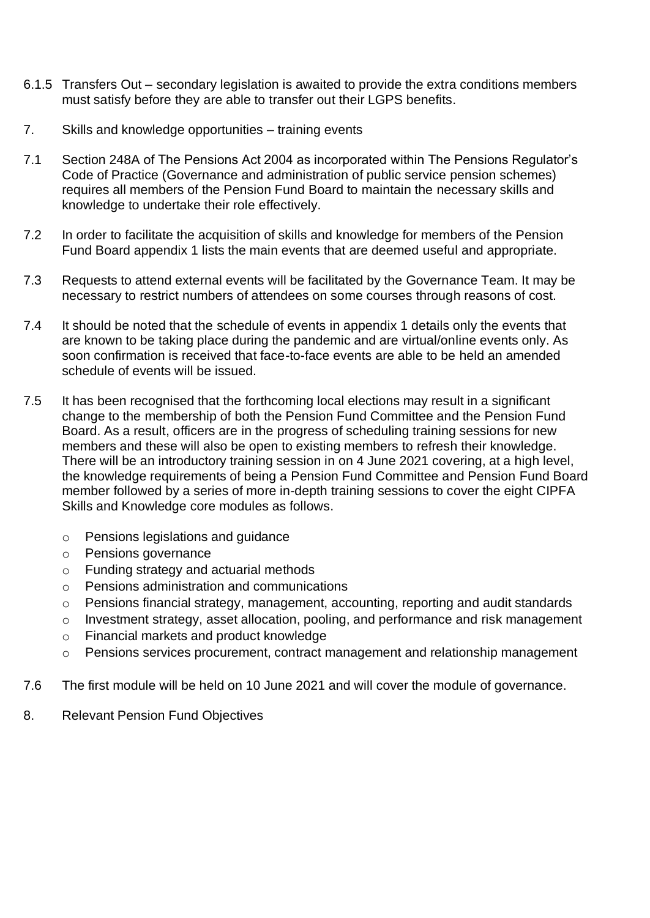6.1.5 Transfers Out – secondary legislation is awaited to provide the extra conditions members must satisfy before they are able to transfer out their LGPS benefits.

7. Skills and knowledge opportunities – training events

7.1 Section 248A of The Pensions Act 2004 as incorporated within The Pensions Regulator's Code of Practice (Governance and administration of public service pension schemes) requires all members of the Pension Fund Board to maintain the necessary skills and knowledge to undertake their role effectively.

7.2 In order to facilitate the acquisition of skills and knowledge for members of the Pension Fund Board appendix 1 lists the main events that are deemed useful and appropriate.

7.3 Requests to attend external events will be facilitated by the Governance Team. It may be necessary to restrict numbers of attendees on some courses through reasons of cost.

7.4 It should be noted that the schedule of events in appendix 1 details only the events that are known to be taking place during the pandemic and are virtual/online events only. As soon confirmation is received that face-to-face events are able to be held an amended schedule of events will be issued.

7.5 It has been recognised that the forthcoming local elections may result in a significant change to the membership of both the Pension Fund Committee and the Pension Fund Board. As a result, officers are in the progress of scheduling training sessions for new members and these will also be open to existing members to refresh their knowledge. There will be an introductory training session in on 4 June 2021 covering, at a high level, the knowledge requirements of being a Pension Fund Committee and Pension Fund Board member followed by a series of more in-depth training sessions to cover the eight CIPFA Skills and Knowledge core modules as follows.

- Pensions legislations and guidance
- Pensions governance
- Funding strategy and actuarial methods
- Pensions administration and communications
- Pensions financial strategy, management, accounting, reporting and audit standards
- Investment strategy, asset allocation, pooling, and performance and risk management
- Financial markets and product knowledge
- Pensions services procurement, contract management and relationship management

7.6 The first module will be held on 10 June 2021 and will cover the module of governance.

8. Relevant Pension Fund Objectives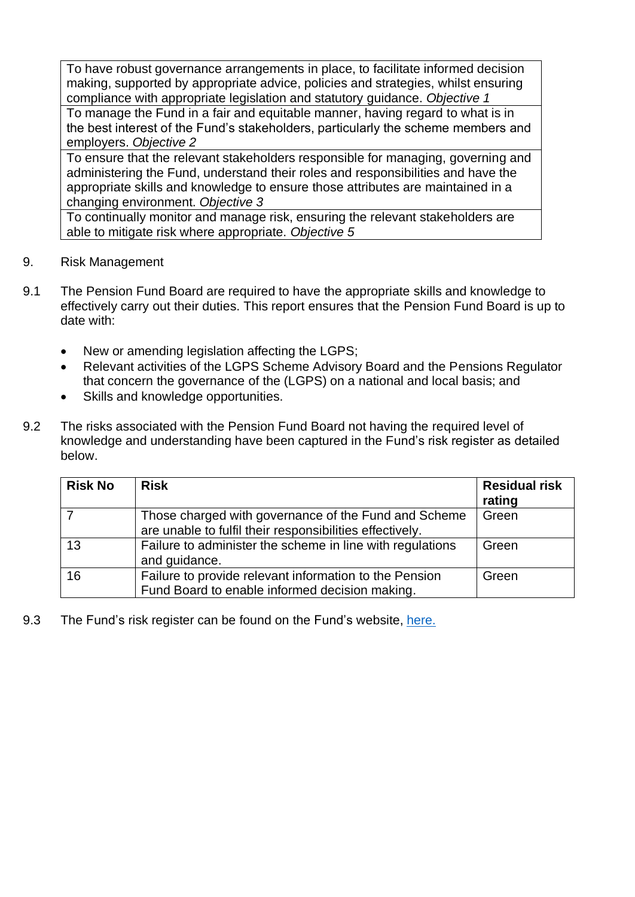| |
|---|
| To have robust governance arrangements in place, to facilitate informed decision making, supported by appropriate advice, policies and strategies, whilst ensuring compliance with appropriate legislation and statutory guidance. *Objective 1* |
| To manage the Fund in a fair and equitable manner, having regard to what is in the best interest of the Fund's stakeholders, particularly the scheme members and employers. *Objective 2* |
| To ensure that the relevant stakeholders responsible for managing, governing and administering the Fund, understand their roles and responsibilities and have the appropriate skills and knowledge to ensure those attributes are maintained in a changing environment. *Objective 3* |
| To continually monitor and manage risk, ensuring the relevant stakeholders are able to mitigate risk where appropriate. *Objective 5* |

## 9. Risk Management

9.1 The Pension Fund Board are required to have the appropriate skills and knowledge to effectively carry out their duties. This report ensures that the Pension Fund Board is up to date with:

- New or amending legislation affecting the LGPS;
- Relevant activities of the LGPS Scheme Advisory Board and the Pensions Regulator that concern the governance of the (LGPS) on a national and local basis; and
- Skills and knowledge opportunities.

9.2 The risks associated with the Pension Fund Board not having the required level of knowledge and understanding have been captured in the Fund's risk register as detailed below.

| **Risk No** | **Risk** | **Residual risk rating** |
|---|---|---|
| 7 | Those charged with governance of the Fund and Scheme are unable to fulfil their responsibilities effectively. | Green |
| 13 | Failure to administer the scheme in line with regulations and guidance. | Green |
| 16 | Failure to provide relevant information to the Pension Fund Board to enable informed decision making. | Green |

9.3 The Fund's risk register can be found on the Fund's website, here.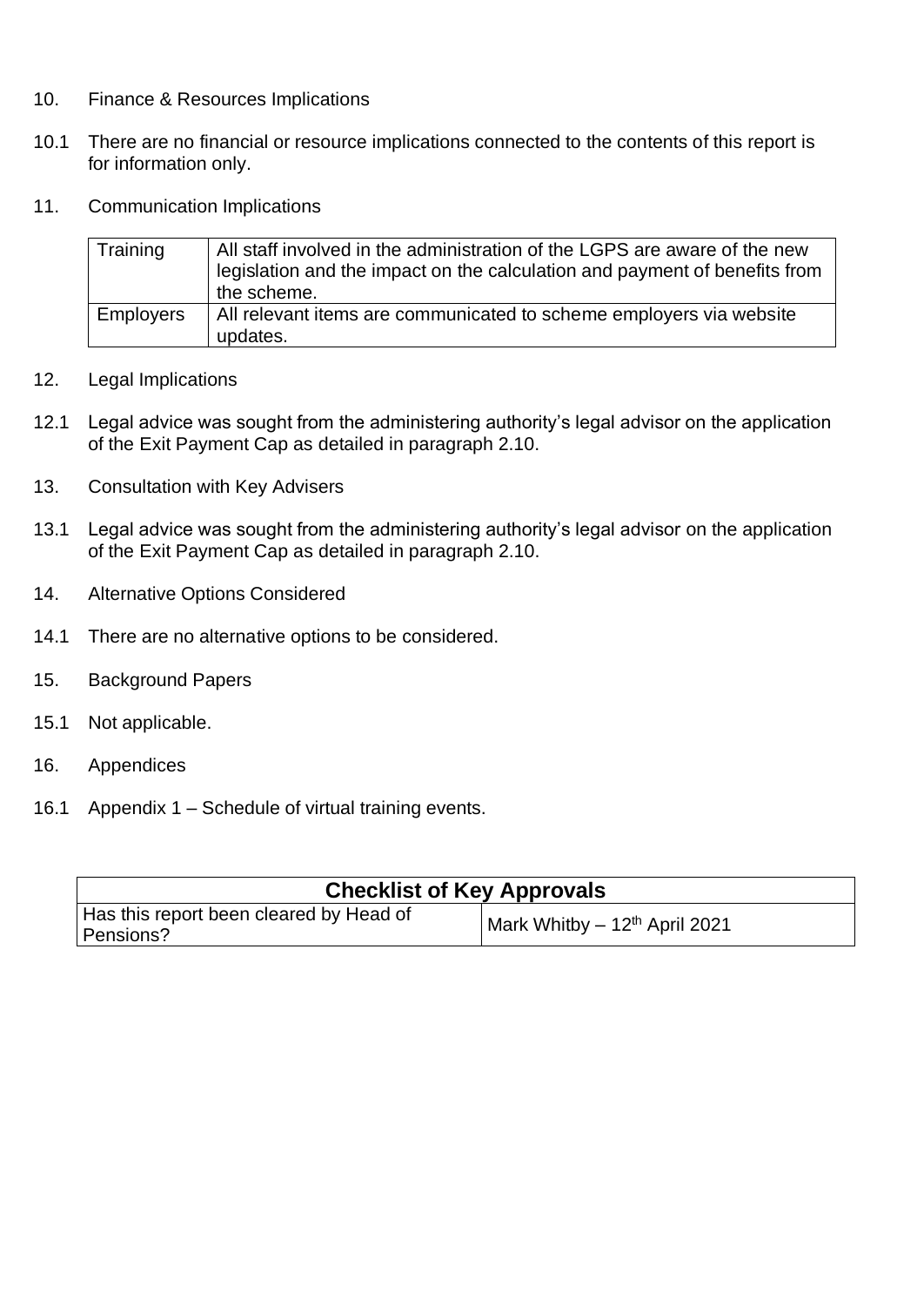10. Finance & Resources Implications

10.1 There are no financial or resource implications connected to the contents of this report is for information only.

11. Communication Implications

| | |
|---|---|
| Training | All staff involved in the administration of the LGPS are aware of the new legislation and the impact on the calculation and payment of benefits from the scheme. |
| Employers | All relevant items are communicated to scheme employers via website updates. |

12. Legal Implications

12.1 Legal advice was sought from the administering authority's legal advisor on the application of the Exit Payment Cap as detailed in paragraph 2.10.

13. Consultation with Key Advisers

13.1 Legal advice was sought from the administering authority's legal advisor on the application of the Exit Payment Cap as detailed in paragraph 2.10.

14. Alternative Options Considered

14.1 There are no alternative options to be considered.

15. Background Papers

15.1 Not applicable.

16. Appendices

16.1 Appendix 1 – Schedule of virtual training events.

| **Checklist of Key Approvals** | |
|---|---|
| Has this report been cleared by Head of Pensions? | Mark Whitby – 12th April 2021 |